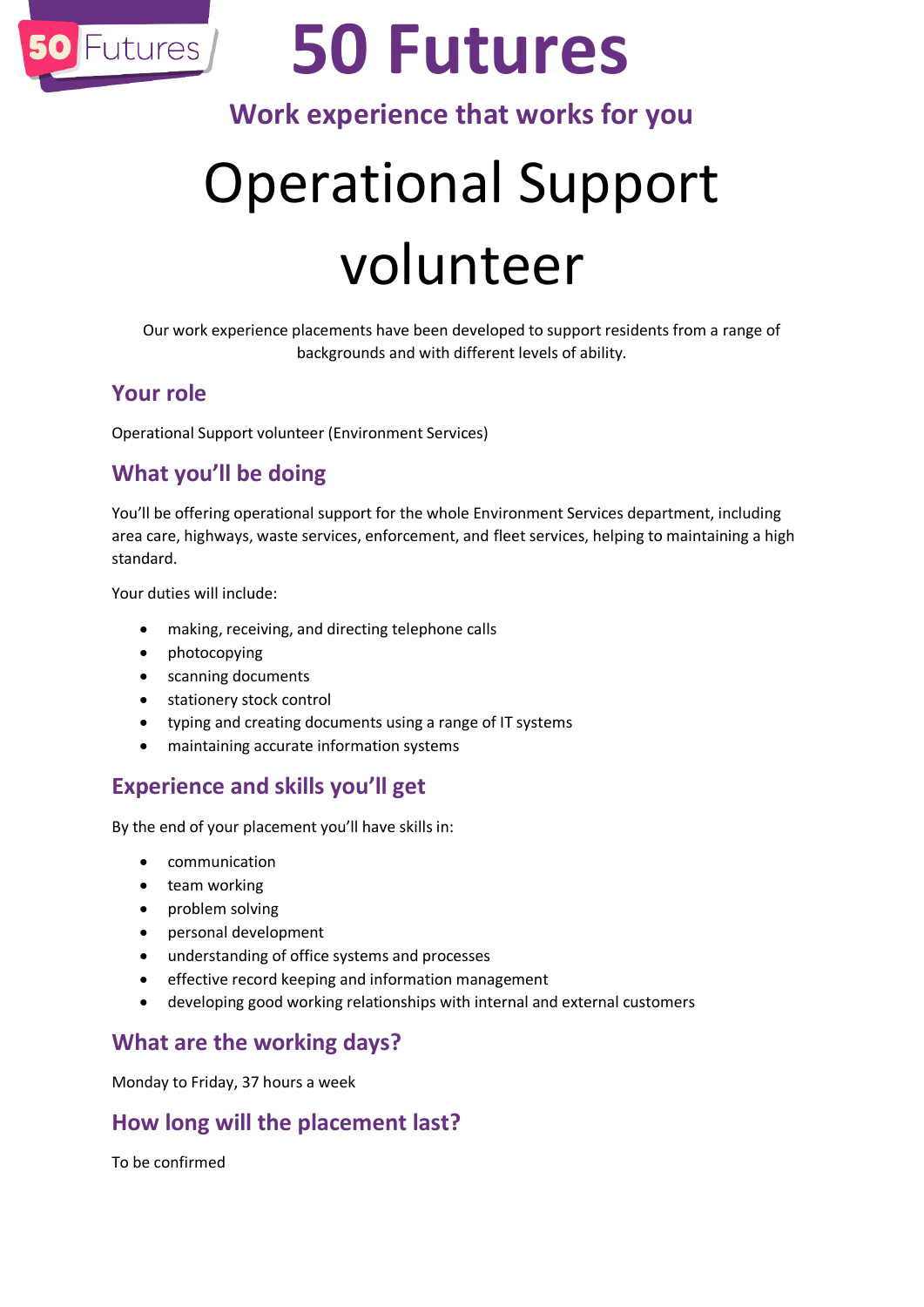# 50 Futures

### Work experience that works for you

# Operational Support volunteer

Our work experience placements have been developed to support residents from a range of backgrounds and with different levels of ability.

## Your role

Operational Support volunteer (Environment Services)

## What you'll be doing

You'll be offering operational support for the whole Environment Services department, including area care, highways, waste services, enforcement, and fleet services, helping to maintaining a high standard.

Your duties will include:

- making, receiving, and directing telephone calls
- photocopying
- scanning documents
- stationery stock control
- typing and creating documents using a range of IT systems
- maintaining accurate information systems

## Experience and skills you'll get

By the end of your placement you'll have skills in:

- communication
- team working
- problem solving
- personal development
- understanding of office systems and processes
- effective record keeping and information management
- developing good working relationships with internal and external customers

## What are the working days?

Monday to Friday, 37 hours a week

## How long will the placement last?

To be confirmed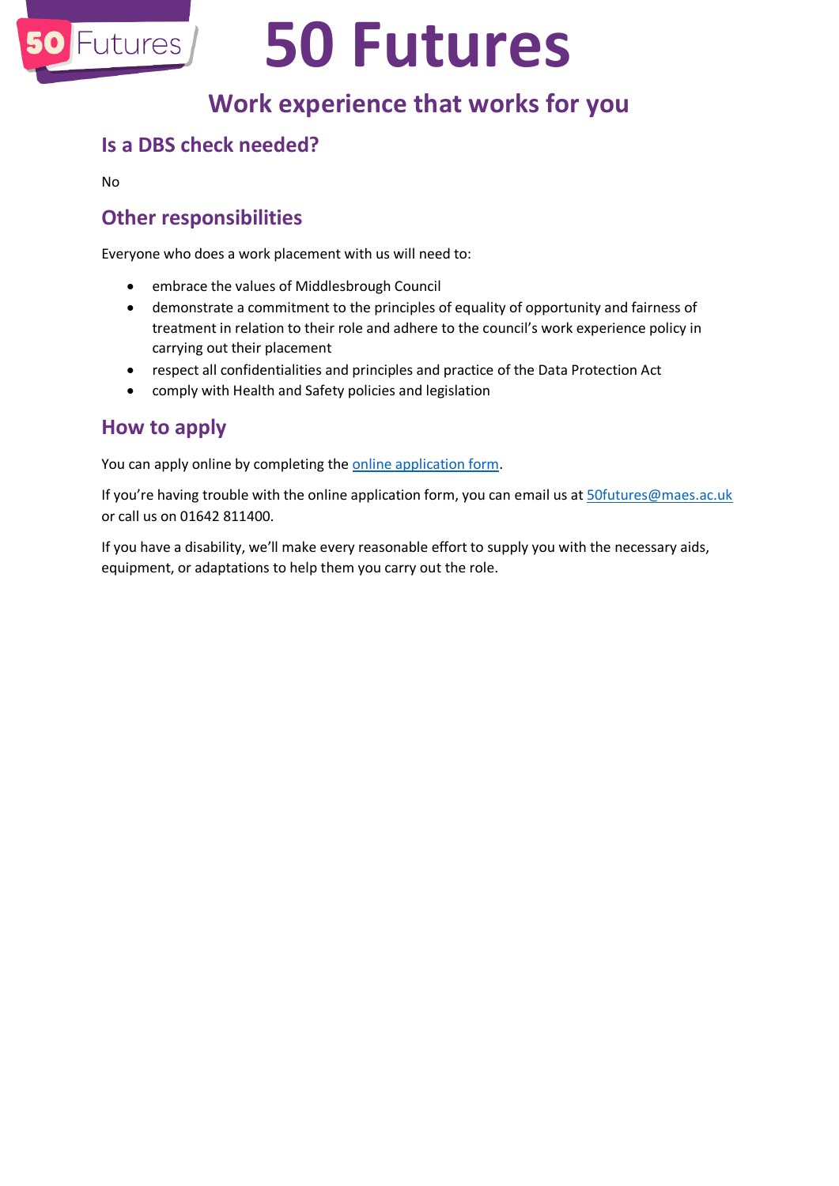# 50 Futures

## Work experience that works for you

### Is a DBS check needed?

No

### Other responsibilities

Everyone who does a work placement with us will need to:

- embrace the values of Middlesbrough Council
- demonstrate a commitment to the principles of equality of opportunity and fairness of treatment in relation to their role and adhere to the council's work experience policy in carrying out their placement
- respect all confidentialities and principles and practice of the Data Protection Act
- comply with Health and Safety policies and legislation

### How to apply

You can apply online by completing the online application form.

If you're having trouble with the online application form, you can email us at 50futures@maes.ac.uk or call us on 01642 811400.

If you have a disability, we'll make every reasonable effort to supply you with the necessary aids, equipment, or adaptations to help them you carry out the role.